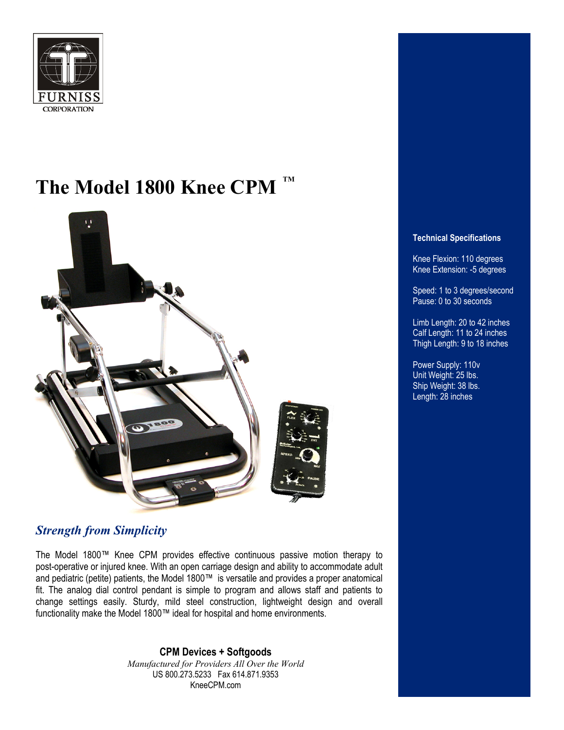FURNISS
CORPORATION

# The Model 1800 Knee CPM ™

## *Strength from Simplicity*

The Model 1800™ Knee CPM provides effective continuous passive motion therapy to post-operative or injured knee. With an open carriage design and ability to accommodate adult and pediatric (petite) patients, the Model 1800™ is versatile and provides a proper anatomical fit. The analog dial control pendant is simple to program and allows staff and patients to change settings easily. Sturdy, mild steel construction, lightweight design and overall functionality make the Model 1800™ ideal for hospital and home environments.

**CPM Devices + Softgoods**

*Manufactured for Providers All Over the World*

US 800.273.5233 Fax 614.871.9353

KneeCPM.com

**Technical Specifications**

Knee Flexion: 110 degrees
Knee Extension: -5 degrees

Speed: 1 to 3 degrees/second
Pause: 0 to 30 seconds

Limb Length: 20 to 42 inches
Calf Length: 11 to 24 inches
Thigh Length: 9 to 18 inches

Power Supply: 110v
Unit Weight: 25 lbs.
Ship Weight: 38 lbs.
Length: 28 inches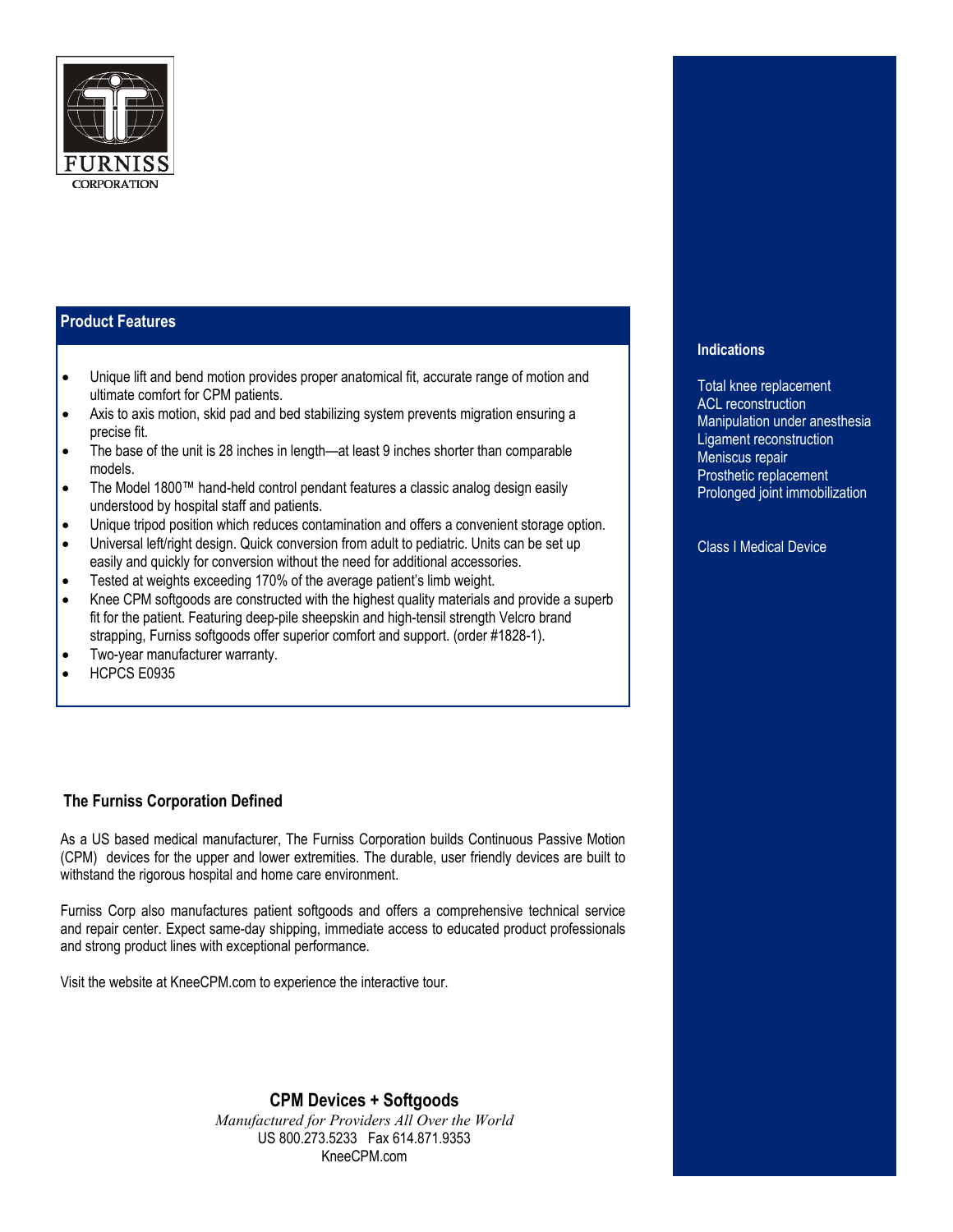FURNISS
CORPORATION

## Product Features

- Unique lift and bend motion provides proper anatomical fit, accurate range of motion and ultimate comfort for CPM patients.
- Axis to axis motion, skid pad and bed stabilizing system prevents migration ensuring a precise fit.
- The base of the unit is 28 inches in length—at least 9 inches shorter than comparable models.
- The Model 1800™ hand-held control pendant features a classic analog design easily understood by hospital staff and patients.
- Unique tripod position which reduces contamination and offers a convenient storage option.
- Universal left/right design. Quick conversion from adult to pediatric. Units can be set up easily and quickly for conversion without the need for additional accessories.
- Tested at weights exceeding 170% of the average patient's limb weight.
- Knee CPM softgoods are constructed with the highest quality materials and provide a superb fit for the patient. Featuring deep-pile sheepskin and high-tensil strength Velcro brand strapping, Furniss softgoods offer superior comfort and support. (order #1828-1).
- Two-year manufacturer warranty.
- HCPCS E0935

## Indications

Total knee replacement
ACL reconstruction
Manipulation under anesthesia
Ligament reconstruction
Meniscus repair
Prosthetic replacement
Prolonged joint immobilization

Class I Medical Device

## The Furniss Corporation Defined

As a US based medical manufacturer, The Furniss Corporation builds Continuous Passive Motion (CPM) devices for the upper and lower extremities. The durable, user friendly devices are built to withstand the rigorous hospital and home care environment.

Furniss Corp also manufactures patient softgoods and offers a comprehensive technical service and repair center. Expect same-day shipping, immediate access to educated product professionals and strong product lines with exceptional performance.

Visit the website at KneeCPM.com to experience the interactive tour.

**CPM Devices + Softgoods**

*Manufactured for Providers All Over the World*

US 800.273.5233 Fax 614.871.9353

KneeCPM.com